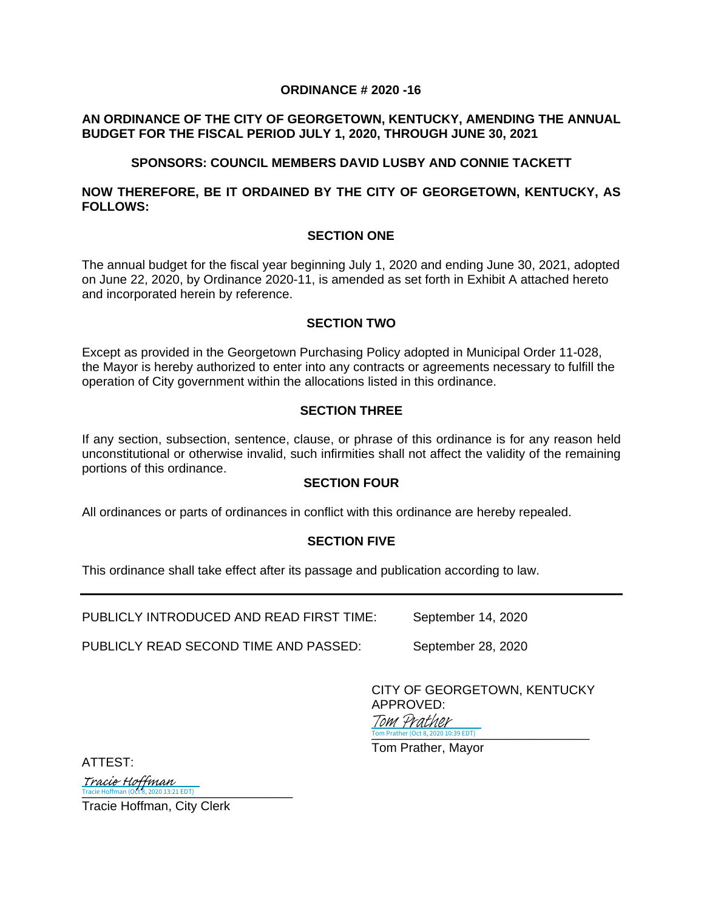# ORDINANCE # 2020 -16

**AN ORDINANCE OF THE CITY OF GEORGETOWN, KENTUCKY, AMENDING THE ANNUAL BUDGET FOR THE FISCAL PERIOD JULY 1, 2020, THROUGH JUNE 30, 2021**

**SPONSORS: COUNCIL MEMBERS DAVID LUSBY AND CONNIE TACKETT**

**NOW THEREFORE, BE IT ORDAINED BY THE CITY OF GEORGETOWN, KENTUCKY, AS FOLLOWS:**

## SECTION ONE

The annual budget for the fiscal year beginning July 1, 2020 and ending June 30, 2021, adopted on June 22, 2020, by Ordinance 2020-11, is amended as set forth in Exhibit A attached hereto and incorporated herein by reference.

## SECTION TWO

Except as provided in the Georgetown Purchasing Policy adopted in Municipal Order 11-028, the Mayor is hereby authorized to enter into any contracts or agreements necessary to fulfill the operation of City government within the allocations listed in this ordinance.

## SECTION THREE

If any section, subsection, sentence, clause, or phrase of this ordinance is for any reason held unconstitutional or otherwise invalid, such infirmities shall not affect the validity of the remaining portions of this ordinance.

## SECTION FOUR

All ordinances or parts of ordinances in conflict with this ordinance are hereby repealed.

## SECTION FIVE

This ordinance shall take effect after its passage and publication according to law.

---

PUBLICLY INTRODUCED AND READ FIRST TIME: September 14, 2020

PUBLICLY READ SECOND TIME AND PASSED: September 28, 2020

CITY OF GEORGETOWN, KENTUCKY
APPROVED:

Tom Prather
Tom Prather (Oct 8, 2020 10:39 EDT)

Tom Prather, Mayor

ATTEST:

Tracie Hoffman
Tracie Hoffman (Oct 8, 2020 13:21 EDT)

Tracie Hoffman, City Clerk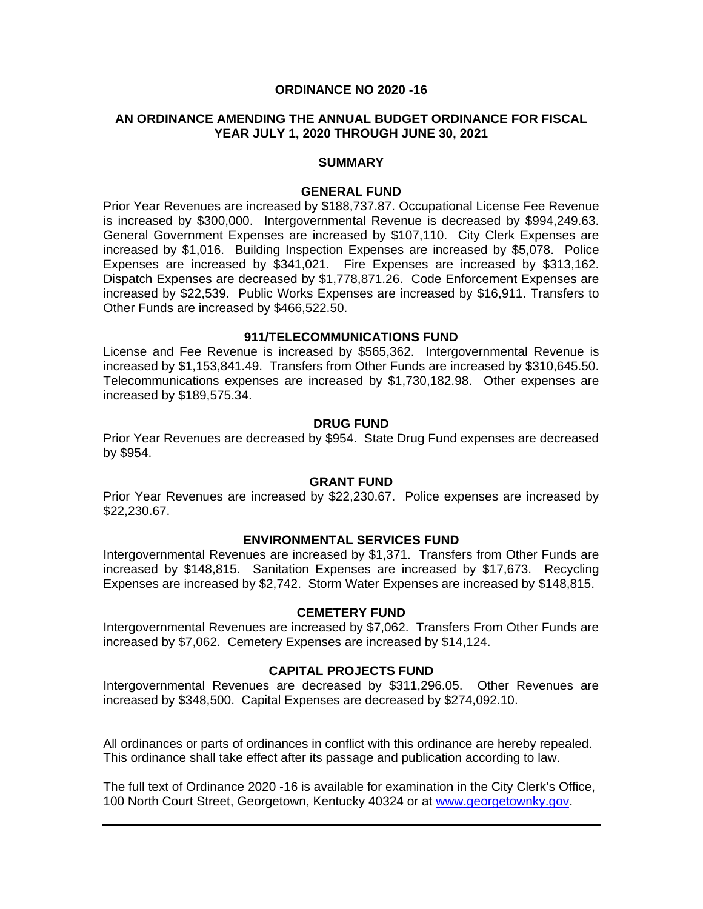**ORDINANCE NO 2020 -16**

**AN ORDINANCE AMENDING THE ANNUAL BUDGET ORDINANCE FOR FISCAL YEAR JULY 1, 2020 THROUGH JUNE 30, 2021**

**SUMMARY**

**GENERAL FUND**

Prior Year Revenues are increased by $188,737.87. Occupational License Fee Revenue is increased by $300,000. Intergovernmental Revenue is decreased by $994,249.63. General Government Expenses are increased by $107,110. City Clerk Expenses are increased by $1,016. Building Inspection Expenses are increased by $5,078. Police Expenses are increased by $341,021. Fire Expenses are increased by $313,162. Dispatch Expenses are decreased by $1,778,871.26. Code Enforcement Expenses are increased by $22,539. Public Works Expenses are increased by $16,911. Transfers to Other Funds are increased by $466,522.50.

**911/TELECOMMUNICATIONS FUND**

License and Fee Revenue is increased by $565,362. Intergovernmental Revenue is increased by $1,153,841.49. Transfers from Other Funds are increased by $310,645.50. Telecommunications expenses are increased by $1,730,182.98. Other expenses are increased by $189,575.34.

**DRUG FUND**

Prior Year Revenues are decreased by $954. State Drug Fund expenses are decreased by $954.

**GRANT FUND**

Prior Year Revenues are increased by $22,230.67. Police expenses are increased by $22,230.67.

**ENVIRONMENTAL SERVICES FUND**

Intergovernmental Revenues are increased by $1,371. Transfers from Other Funds are increased by $148,815. Sanitation Expenses are increased by $17,673. Recycling Expenses are increased by $2,742. Storm Water Expenses are increased by $148,815.

**CEMETERY FUND**

Intergovernmental Revenues are increased by $7,062. Transfers From Other Funds are increased by $7,062. Cemetery Expenses are increased by $14,124.

**CAPITAL PROJECTS FUND**

Intergovernmental Revenues are decreased by $311,296.05. Other Revenues are increased by $348,500. Capital Expenses are decreased by $274,092.10.

All ordinances or parts of ordinances in conflict with this ordinance are hereby repealed. This ordinance shall take effect after its passage and publication according to law.

The full text of Ordinance 2020 -16 is available for examination in the City Clerk's Office, 100 North Court Street, Georgetown, Kentucky 40324 or at [www.georgetownky.gov](http://www.georgetownky.gov).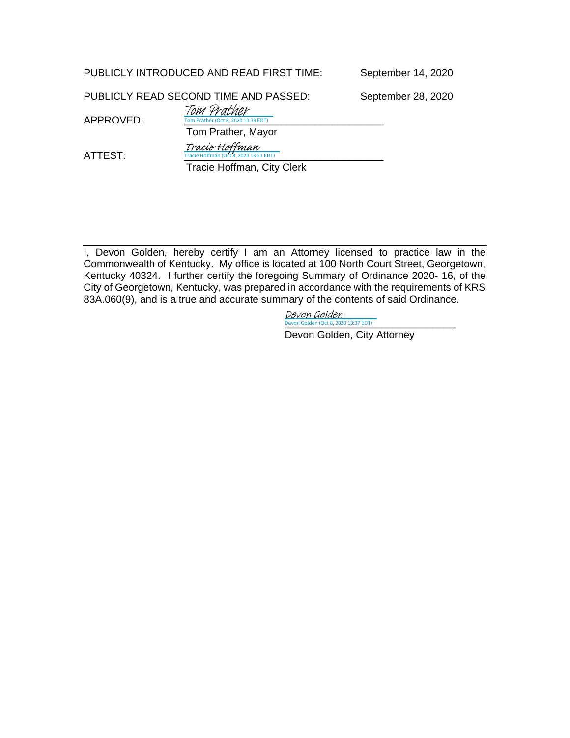PUBLICLY INTRODUCED AND READ FIRST TIME: September 14, 2020

PUBLICLY READ SECOND TIME AND PASSED: September 28, 2020

APPROVED: Tom Prather
Tom Prather (Oct 8, 2020 10:39 EDT)
Tom Prather, Mayor

ATTEST: Tracie Hoffman
Tracie Hoffman (Oct 8, 2020 13:21 EDT)
Tracie Hoffman, City Clerk

---

I, Devon Golden, hereby certify I am an Attorney licensed to practice law in the Commonwealth of Kentucky. My office is located at 100 North Court Street, Georgetown, Kentucky 40324. I further certify the foregoing Summary of Ordinance 2020- 16, of the City of Georgetown, Kentucky, was prepared in accordance with the requirements of KRS 83A.060(9), and is a true and accurate summary of the contents of said Ordinance.

Devon Golden
Devon Golden (Oct 8, 2020 13:37 EDT)
Devon Golden, City Attorney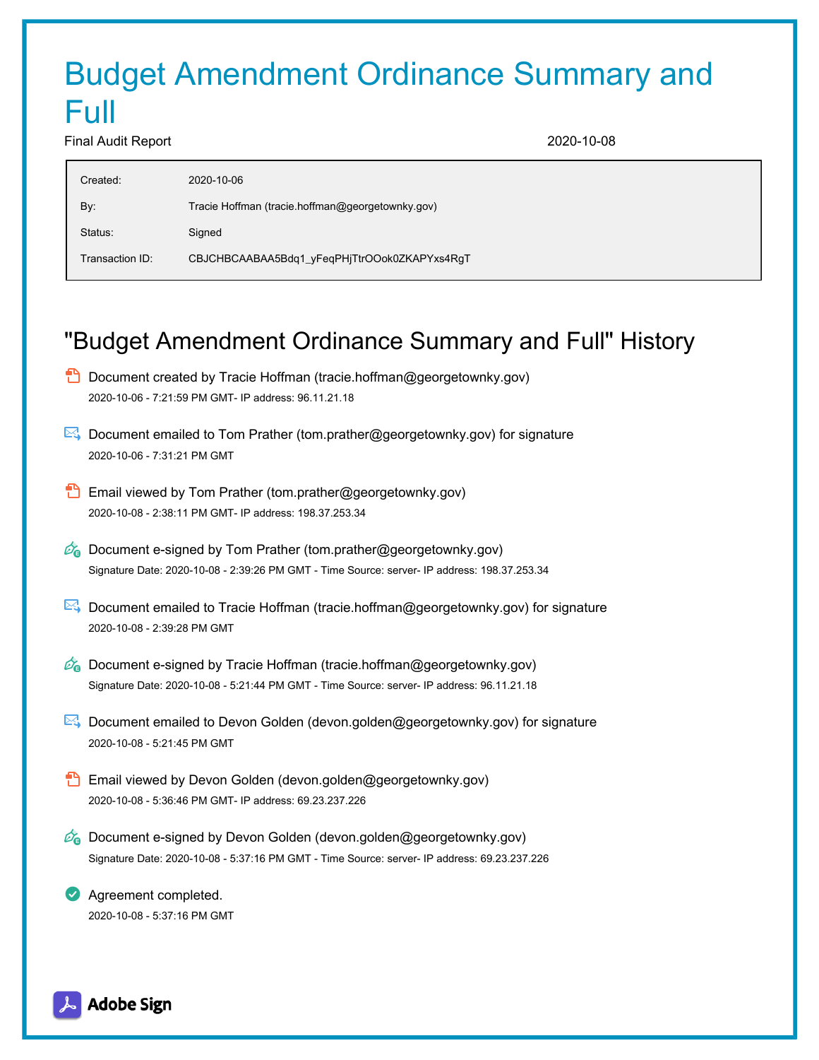# Budget Amendment Ordinance Summary and Full

Final Audit Report 2020-10-08

| | |
|---|---|
| Created: | 2020-10-06 |
| By: | Tracie Hoffman (tracie.hoffman@georgetownky.gov) |
| Status: | Signed |
| Transaction ID: | CBJCHBCAABAA5Bdq1_yFeqPHjTtrOOok0ZKAPYxs4RgT |

## "Budget Amendment Ordinance Summary and Full" History

- Document created by Tracie Hoffman (tracie.hoffman@georgetownky.gov)
  2020-10-06 - 7:21:59 PM GMT- IP address: 96.11.21.18

- Document emailed to Tom Prather (tom.prather@georgetownky.gov) for signature
  2020-10-06 - 7:31:21 PM GMT

- Email viewed by Tom Prather (tom.prather@georgetownky.gov)
  2020-10-08 - 2:38:11 PM GMT- IP address: 198.37.253.34

- Document e-signed by Tom Prather (tom.prather@georgetownky.gov)
  Signature Date: 2020-10-08 - 2:39:26 PM GMT - Time Source: server- IP address: 198.37.253.34

- Document emailed to Tracie Hoffman (tracie.hoffman@georgetownky.gov) for signature
  2020-10-08 - 2:39:28 PM GMT

- Document e-signed by Tracie Hoffman (tracie.hoffman@georgetownky.gov)
  Signature Date: 2020-10-08 - 5:21:44 PM GMT - Time Source: server- IP address: 96.11.21.18

- Document emailed to Devon Golden (devon.golden@georgetownky.gov) for signature
  2020-10-08 - 5:21:45 PM GMT

- Email viewed by Devon Golden (devon.golden@georgetownky.gov)
  2020-10-08 - 5:36:46 PM GMT- IP address: 69.23.237.226

- Document e-signed by Devon Golden (devon.golden@georgetownky.gov)
  Signature Date: 2020-10-08 - 5:37:16 PM GMT - Time Source: server- IP address: 69.23.237.226

- Agreement completed.
  2020-10-08 - 5:37:16 PM GMT

Adobe Sign